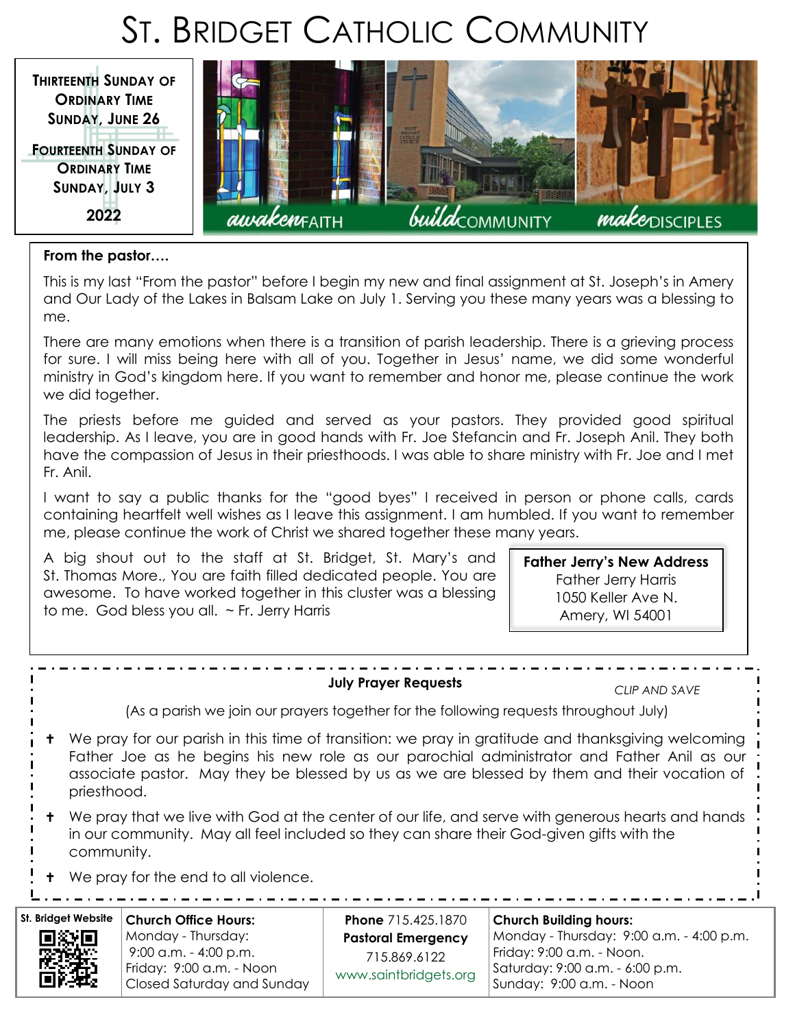# St. Bridget Catholic Community

**Thirteenth Sunday of Ordinary Time**
**Sunday, June 26**

**Fourteenth Sunday of Ordinary Time**
**Sunday, July 3**

**2022**

*awaken* FAITH — *build* COMMUNITY — *make* DISCIPLES

**From the pastor….**

This is my last "From the pastor" before I begin my new and final assignment at St. Joseph's in Amery and Our Lady of the Lakes in Balsam Lake on July 1. Serving you these many years was a blessing to me.

There are many emotions when there is a transition of parish leadership. There is a grieving process for sure. I will miss being here with all of you. Together in Jesus' name, we did some wonderful ministry in God's kingdom here. If you want to remember and honor me, please continue the work we did together.

The priests before me guided and served as your pastors. They provided good spiritual leadership. As I leave, you are in good hands with Fr. Joe Stefancin and Fr. Joseph Anil. They both have the compassion of Jesus in their priesthoods. I was able to share ministry with Fr. Joe and I met Fr. Anil.

I want to say a public thanks for the "good byes" I received in person or phone calls, cards containing heartfelt well wishes as I leave this assignment. I am humbled. If you want to remember me, please continue the work of Christ we shared together these many years.

A big shout out to the staff at St. Bridget, St. Mary's and St. Thomas More., You are faith filled dedicated people. You are awesome. To have worked together in this cluster was a blessing to me. God bless you all. ~ Fr. Jerry Harris

**Father Jerry's New Address**
Father Jerry Harris
1050 Keller Ave N.
Amery, WI 54001

**July Prayer Requests** *CLIP AND SAVE*

(As a parish we join our prayers together for the following requests throughout July)

- ✝ We pray for our parish in this time of transition: we pray in gratitude and thanksgiving welcoming Father Joe as he begins his new role as our parochial administrator and Father Anil as our associate pastor. May they be blessed by us as we are blessed by them and their vocation of priesthood.
- ✝ We pray that we live with God at the center of our life, and serve with generous hearts and hands in our community. May all feel included so they can share their God-given gifts with the community.
- ✝ We pray for the end to all violence.

| St. Bridget Website | Church Office Hours: | Phone 715.425.1870 | Church Building hours: |
|---|---|---|---|
| | Monday - Thursday: 9:00 a.m. - 4:00 p.m. | Pastoral Emergency 715.869.6122 | Monday - Thursday: 9:00 a.m. - 4:00 p.m. |
| | Friday: 9:00 a.m. - Noon | www.saintbridgets.org | Friday: 9:00 a.m. - Noon |
| | Closed Saturday and Sunday | | Saturday: 9:00 a.m. - 6:00 p.m. |
| | | | Sunday: 9:00 a.m. - Noon |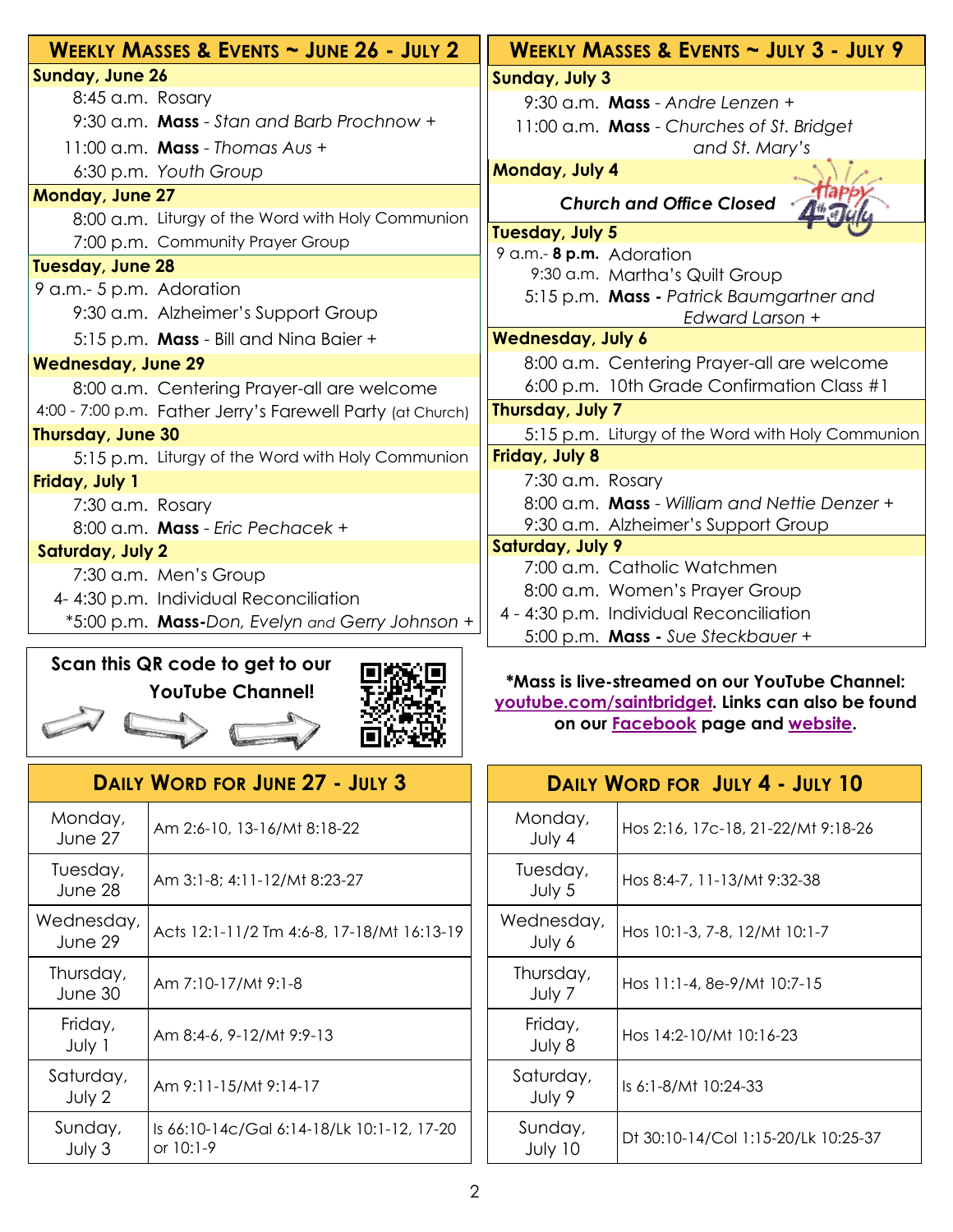## Weekly Masses & Events ~ June 26 - July 2

**Sunday, June 26**

8:45 a.m. Rosary
9:30 a.m. **Mass** - *Stan and Barb Prochnow +*
11:00 a.m. **Mass** - *Thomas Aus +*
6:30 p.m. *Youth Group*

**Monday, June 27**

8:00 a.m. Liturgy of the Word with Holy Communion
7:00 p.m. Community Prayer Group

**Tuesday, June 28**

9 a.m.- 5 p.m. Adoration
9:30 a.m. Alzheimer's Support Group
5:15 p.m. **Mass** - Bill and Nina Baier +

**Wednesday, June 29**

8:00 a.m. Centering Prayer-all are welcome
4:00 - 7:00 p.m. Father Jerry's Farewell Party (at Church)

**Thursday, June 30**

5:15 p.m. Liturgy of the Word with Holy Communion

**Friday, July 1**

7:30 a.m. Rosary
8:00 a.m. **Mass** - *Eric Pechacek +*

**Saturday, July 2**

7:30 a.m. Men's Group
4- 4:30 p.m. Individual Reconciliation
*5:00 p.m. **Mass**-*Don, Evelyn and Gerry Johnson +*

## Weekly Masses & Events ~ July 3 - July 9

**Sunday, July 3**

9:30 a.m. **Mass** - *Andre Lenzen +*
11:00 a.m. **Mass** - *Churches of St. Bridget and St. Mary's*

**Monday, July 4**

***Church and Office Closed***

Happy 4th of July

**Tuesday, July 5**

9 a.m.- **8 p.m.** Adoration
9:30 a.m. Martha's Quilt Group
5:15 p.m. **Mass -** *Patrick Baumgartner and Edward Larson +*

**Wednesday, July 6**

8:00 a.m. Centering Prayer-all are welcome
6:00 p.m. 10th Grade Confirmation Class #1

**Thursday, July 7**

5:15 p.m. Liturgy of the Word with Holy Communion

**Friday, July 8**

7:30 a.m. Rosary
8:00 a.m. **Mass** - *William and Nettie Denzer +*
9:30 a.m. Alzheimer's Support Group

**Saturday, July 9**

7:00 a.m. Catholic Watchmen
8:00 a.m. Women's Prayer Group
4 - 4:30 p.m. Individual Reconciliation
5:00 p.m. **Mass -** *Sue Steckbauer +*

**Scan this QR code to get to our YouTube Channel!**

**\*Mass is live-streamed on our YouTube Channel: youtube.com/saintbridget. Links can also be found on our Facebook page and website.**

## Daily Word for June 27 - July 3

| Day | Readings |
|---|---|
| Monday, June 27 | Am 2:6-10, 13-16/Mt 8:18-22 |
| Tuesday, June 28 | Am 3:1-8; 4:11-12/Mt 8:23-27 |
| Wednesday, June 29 | Acts 12:1-11/2 Tm 4:6-8, 17-18/Mt 16:13-19 |
| Thursday, June 30 | Am 7:10-17/Mt 9:1-8 |
| Friday, July 1 | Am 8:4-6, 9-12/Mt 9:9-13 |
| Saturday, July 2 | Am 9:11-15/Mt 9:14-17 |
| Sunday, July 3 | Is 66:10-14c/Gal 6:14-18/Lk 10:1-12, 17-20 or 10:1-9 |

## Daily Word for July 4 - July 10

| Day | Readings |
|---|---|
| Monday, July 4 | Hos 2:16, 17c-18, 21-22/Mt 9:18-26 |
| Tuesday, July 5 | Hos 8:4-7, 11-13/Mt 9:32-38 |
| Wednesday, July 6 | Hos 10:1-3, 7-8, 12/Mt 10:1-7 |
| Thursday, July 7 | Hos 11:1-4, 8e-9/Mt 10:7-15 |
| Friday, July 8 | Hos 14:2-10/Mt 10:16-23 |
| Saturday, July 9 | Is 6:1-8/Mt 10:24-33 |
| Sunday, July 10 | Dt 30:10-14/Col 1:15-20/Lk 10:25-37 |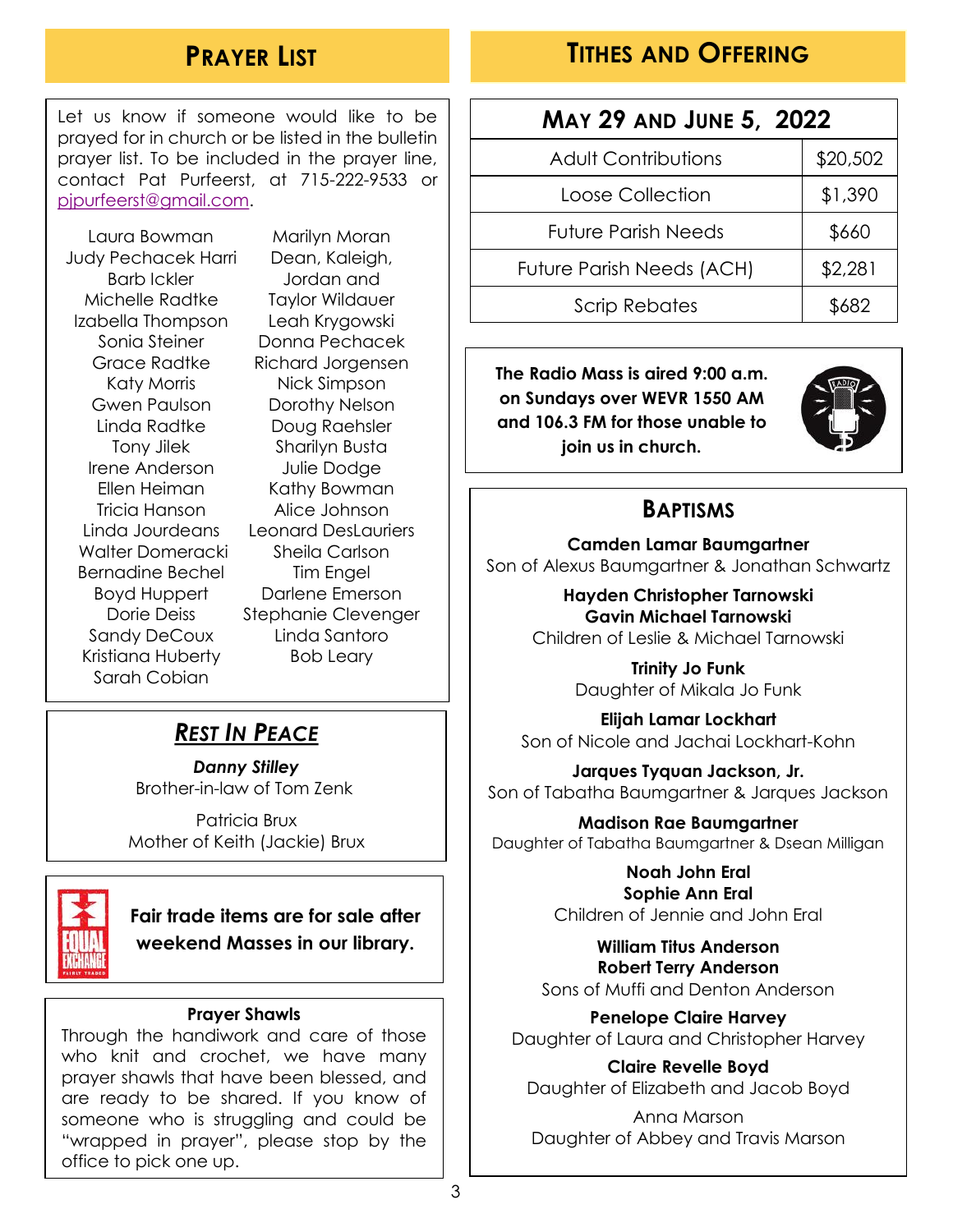## Prayer List

Let us know if someone would like to be prayed for in church or be listed in the bulletin prayer list. To be included in the prayer line, contact Pat Purfeerst, at 715-222-9533 or pjpurfeerst@gmail.com.

Laura Bowman
Judy Pechacek Harri
Barb Ickler
Michelle Radtke
Izabella Thompson
Sonia Steiner
Grace Radtke
Katy Morris
Gwen Paulson
Linda Radtke
Tony Jilek
Irene Anderson
Ellen Heiman
Tricia Hanson
Linda Jourdeans
Walter Domeracki
Bernadine Bechel
Boyd Huppert
Dorie Deiss
Sandy DeCoux
Kristiana Huberty
Sarah Cobian
Marilyn Moran
Dean, Kaleigh, Jordan and Taylor Wildauer
Leah Krygowski
Donna Pechacek
Richard Jorgensen
Nick Simpson
Dorothy Nelson
Doug Raehsler
Sharilyn Busta
Julie Dodge
Kathy Bowman
Alice Johnson
Leonard DesLauriers
Sheila Carlson
Tim Engel
Darlene Emerson
Stephanie Clevenger
Linda Santoro
Bob Leary

## *Rest In Peace*

***Danny Stilley***
Brother-in-law of Tom Zenk

Patricia Brux
Mother of Keith (Jackie) Brux

**Fair trade items are for sale after weekend Masses in our library.**

### Prayer Shawls

Through the handiwork and care of those who knit and crochet, we have many prayer shawls that have been blessed, and are ready to be shared. If you know of someone who is struggling and could be "wrapped in prayer", please stop by the office to pick one up.

## Tithes and Offering

| May 29 and June 5, 2022 | |
|---|---|
| Adult Contributions | $20,502 |
| Loose Collection | $1,390 |
| Future Parish Needs | $660 |
| Future Parish Needs (ACH) | $2,281 |
| Scrip Rebates | $682 |

**The Radio Mass is aired 9:00 a.m. on Sundays over WEVR 1550 AM and 106.3 FM for those unable to join us in church.**

## Baptisms

**Camden Lamar Baumgartner**
Son of Alexus Baumgartner & Jonathan Schwartz

**Hayden Christopher Tarnowski**
**Gavin Michael Tarnowski**
Children of Leslie & Michael Tarnowski

**Trinity Jo Funk**
Daughter of Mikala Jo Funk

**Elijah Lamar Lockhart**
Son of Nicole and Jachai Lockhart-Kohn

**Jarques Tyquan Jackson, Jr.**
Son of Tabatha Baumgartner & Jarques Jackson

**Madison Rae Baumgartner**
Daughter of Tabatha Baumgartner & Dsean Milligan

**Noah John Eral**
**Sophie Ann Eral**
Children of Jennie and John Eral

**William Titus Anderson**
**Robert Terry Anderson**
Sons of Muffi and Denton Anderson

**Penelope Claire Harvey**
Daughter of Laura and Christopher Harvey

**Claire Revelle Boyd**
Daughter of Elizabeth and Jacob Boyd

Anna Marson
Daughter of Abbey and Travis Marson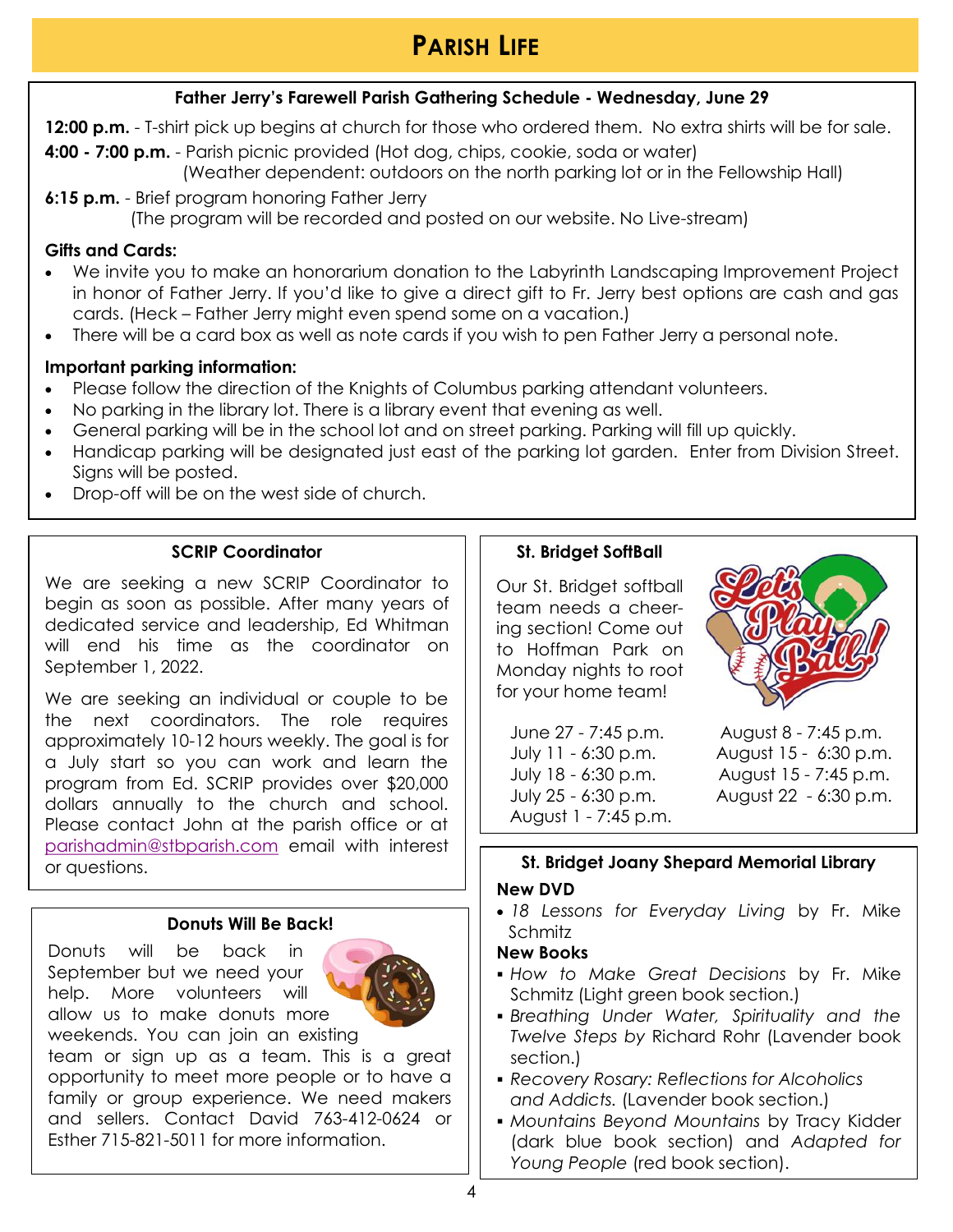# PARISH LIFE

### Father Jerry's Farewell Parish Gathering Schedule - Wednesday, June 29

**12:00 p.m.** - T-shirt pick up begins at church for those who ordered them. No extra shirts will be for sale.

**4:00 - 7:00 p.m.** - Parish picnic provided (Hot dog, chips, cookie, soda or water)
(Weather dependent: outdoors on the north parking lot or in the Fellowship Hall)

**6:15 p.m.** - Brief program honoring Father Jerry
(The program will be recorded and posted on our website. No Live-stream)

**Gifts and Cards:**

- We invite you to make an honorarium donation to the Labyrinth Landscaping Improvement Project in honor of Father Jerry. If you'd like to give a direct gift to Fr. Jerry best options are cash and gas cards. (Heck – Father Jerry might even spend some on a vacation.)
- There will be a card box as well as note cards if you wish to pen Father Jerry a personal note.

**Important parking information:**

- Please follow the direction of the Knights of Columbus parking attendant volunteers.
- No parking in the library lot. There is a library event that evening as well.
- General parking will be in the school lot and on street parking. Parking will fill up quickly.
- Handicap parking will be designated just east of the parking lot garden. Enter from Division Street. Signs will be posted.
- Drop-off will be on the west side of church.

### SCRIP Coordinator

We are seeking a new SCRIP Coordinator to begin as soon as possible. After many years of dedicated service and leadership, Ed Whitman will end his time as the coordinator on September 1, 2022.

We are seeking an individual or couple to be the next coordinators. The role requires approximately 10-12 hours weekly. The goal is for a July start so you can work and learn the program from Ed. SCRIP provides over $20,000 dollars annually to the church and school. Please contact John at the parish office or at parishadmin@stbparish.com email with interest or questions.

### Donuts Will Be Back!

Donuts will be back in September but we need your help. More volunteers will allow us to make donuts more weekends. You can join an existing team or sign up as a team. This is a great opportunity to meet more people or to have a family or group experience. We need makers and sellers. Contact David 763-412-0624 or Esther 715-821-5011 for more information.

### St. Bridget SoftBall

Our St. Bridget softball team needs a cheering section! Come out to Hoffman Park on Monday nights to root for your home team!

- June 27 - 7:45 p.m.
- July 11 - 6:30 p.m.
- July 18 - 6:30 p.m.
- July 25 - 6:30 p.m.
- August 1 - 7:45 p.m.
- August 8 - 7:45 p.m.
- August 15 - 6:30 p.m.
- August 15 - 7:45 p.m.
- August 22 - 6:30 p.m.

### St. Bridget Joany Shepard Memorial Library

**New DVD**

- *18 Lessons for Everyday Living* by Fr. Mike Schmitz

**New Books**

- *How to Make Great Decisions* by Fr. Mike Schmitz (Light green book section.)
- *Breathing Under Water, Spirituality and the Twelve Steps by* Richard Rohr (Lavender book section.)
- *Recovery Rosary: Reflections for Alcoholics and Addicts.* (Lavender book section.)
- *Mountains Beyond Mountains* by Tracy Kidder (dark blue book section) and *Adapted for Young People* (red book section).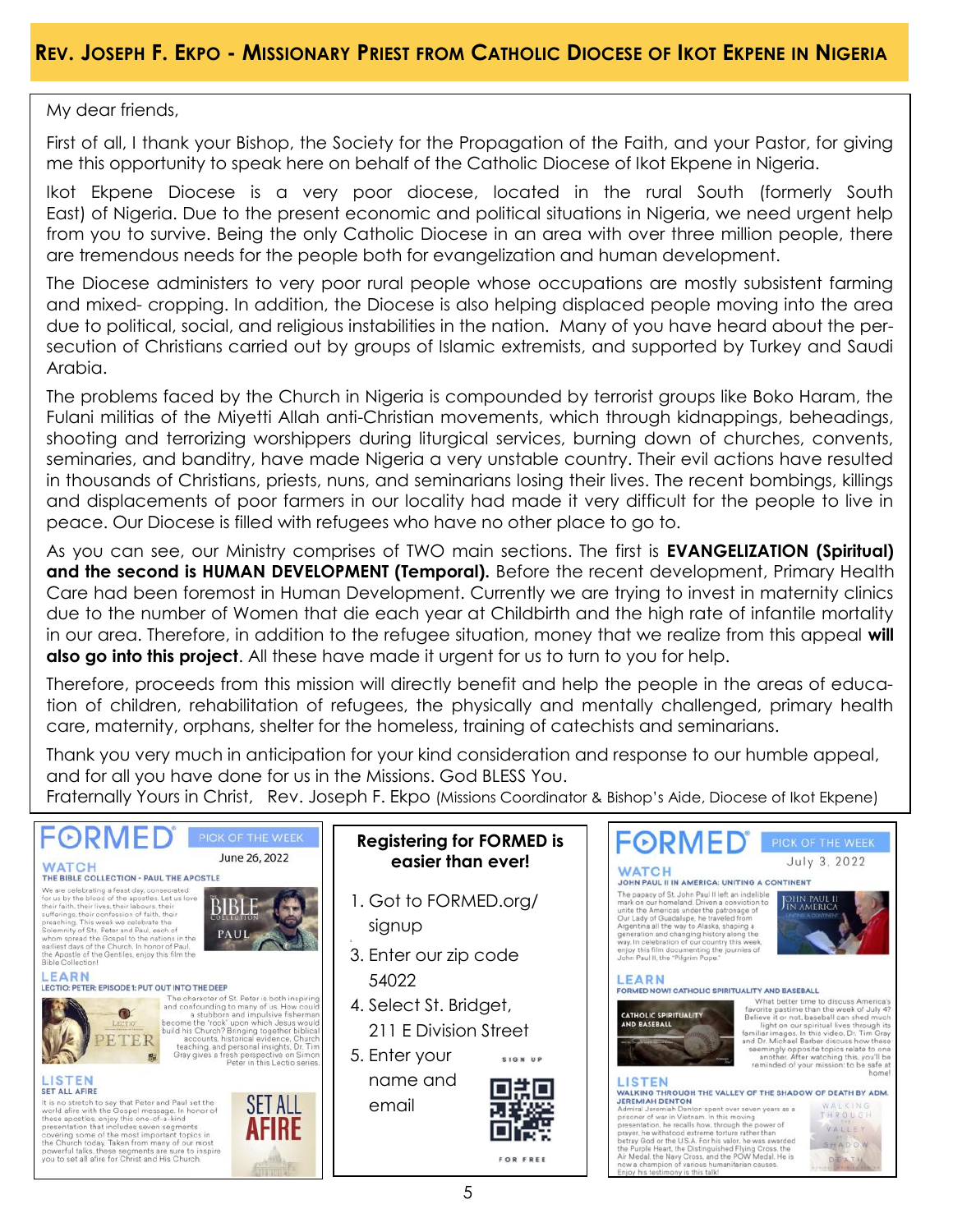## Rev. Joseph F. Ekpo - Missionary Priest from Catholic Diocese of Ikot Ekpene in Nigeria

My dear friends,

First of all, I thank your Bishop, the Society for the Propagation of the Faith, and your Pastor, for giving me this opportunity to speak here on behalf of the Catholic Diocese of Ikot Ekpene in Nigeria.

Ikot Ekpene Diocese is a very poor diocese, located in the rural South (formerly South East) of Nigeria. Due to the present economic and political situations in Nigeria, we need urgent help from you to survive. Being the only Catholic Diocese in an area with over three million people, there are tremendous needs for the people both for evangelization and human development.

The Diocese administers to very poor rural people whose occupations are mostly subsistent farming and mixed- cropping. In addition, the Diocese is also helping displaced people moving into the area due to political, social, and religious instabilities in the nation. Many of you have heard about the persecution of Christians carried out by groups of Islamic extremists, and supported by Turkey and Saudi Arabia.

The problems faced by the Church in Nigeria is compounded by terrorist groups like Boko Haram, the Fulani militias of the Miyetti Allah anti-Christian movements, which through kidnappings, beheadings, shooting and terrorizing worshippers during liturgical services, burning down of churches, convents, seminaries, and banditry, have made Nigeria a very unstable country. Their evil actions have resulted in thousands of Christians, priests, nuns, and seminarians losing their lives. The recent bombings, killings and displacements of poor farmers in our locality had made it very difficult for the people to live in peace. Our Diocese is filled with refugees who have no other place to go to.

As you can see, our Ministry comprises of TWO main sections. The first is **EVANGELIZATION (Spiritual) and the second is HUMAN DEVELOPMENT (Temporal).** Before the recent development, Primary Health Care had been foremost in Human Development. Currently we are trying to invest in maternity clinics due to the number of Women that die each year at Childbirth and the high rate of infantile mortality in our area. Therefore, in addition to the refugee situation, money that we realize from this appeal **will also go into this project**. All these have made it urgent for us to turn to you for help.

Therefore, proceeds from this mission will directly benefit and help the people in the areas of education of children, rehabilitation of refugees, the physically and mentally challenged, primary health care, maternity, orphans, shelter for the homeless, training of catechists and seminarians.

Thank you very much in anticipation for your kind consideration and response to our humble appeal, and for all you have done for us in the Missions. God BLESS You.

Fraternally Yours in Christ, Rev. Joseph F. Ekpo (Missions Coordinator & Bishop's Aide, Diocese of Ikot Ekpene)

---

### FORMED — Pick of the Week — June 26, 2022

**WATCH**
THE BIBLE COLLECTION - PAUL THE APOSTLE

We are celebrating a feast day, consecrated for us by the blood of the apostles. Let us love their faith, their lives, their labours, their sufferings, their confession of faith, their preaching. This week we celebrate the Solemnity of Sts. Peter and Paul, each of whom spread the Gospel to the nations in the earliest days of the Church. In honor of Paul, the Apostle of the Gentiles, enjoy this film the Bible Collection!

**LEARN**
LECTIO: PETER: EPISODE 1: PUT OUT INTO THE DEEP

The character of St. Peter is both inspiring and confounding to many of us. How could a stubborn and impulsive fisherman become the 'rock' upon which Jesus would build his Church? Bringing together biblical accounts, historical evidence, Church teaching, and personal insights, Dr. Tim Gray gives a fresh perspective on Simon Peter in this Lectio series.

**LISTEN**
SET ALL AFIRE

It is no stretch to say that Peter and Paul set the world afire with the Gospel message. In honor of these apostles, enjoy this one-of-a-kind presentation that includes seven segments covering some of the most important topics in the Church today. Taken from many of our most powerful talks, these segments are sure to inspire you to set all afire for Christ and His Church.

---

### Registering for FORMED is easier than ever!

1. Got to FORMED.org/signup
3. Enter our zip code 54022
4. Select St. Bridget, 211 E Division Street
5. Enter your name and email

SIGN UP FOR FREE

---

### FORMED — Pick of the Week — July 3, 2022

**WATCH**
JOHN PAUL II IN AMERICA: UNITING A CONTINENT

The papacy of St. John Paul II left an indelible mark on our homeland. Driven a conviction to unite the Americas under the patronage of Our Lady of Guadalupe, he traveled from Argentina all the way to Alaska, shaping a generation and changing history along the way. In celebration of our country this week, enjoy this film documenting the journeys of John Paul II, the "Pilgrim Pope."

**LEARN**
FORMED NOW! CATHOLIC SPIRITUALITY AND BASEBALL

What better time to discuss America's favorite pastime than the week of July 4? Believe it or not, baseball can shed much light on our spiritual lives through its familiar images. In this video, Dr. Tim Gray and Dr. Michael Barber discuss how these seemingly opposite topics relate to one another. After watching this, you'll be reminded of your mission: to be safe at home!

**LISTEN**
WALKING THROUGH THE VALLEY OF THE SHADOW OF DEATH BY ADM. JEREMIAH DENTON

Admiral Jeremiah Denton spent over seven years as a prisoner of war in Vietnam. In this moving presentation, he recalls how, through the power of prayer, he withstood extreme torture rather than betray God or the U.S.A. For his valor, he was awarded the Purple Heart, the Distinguished Flying Cross, the Air Medal, the Navy Cross, and the POW Medal. He is now a champion of various humanitarian causes. Enjoy his testimony is this talk!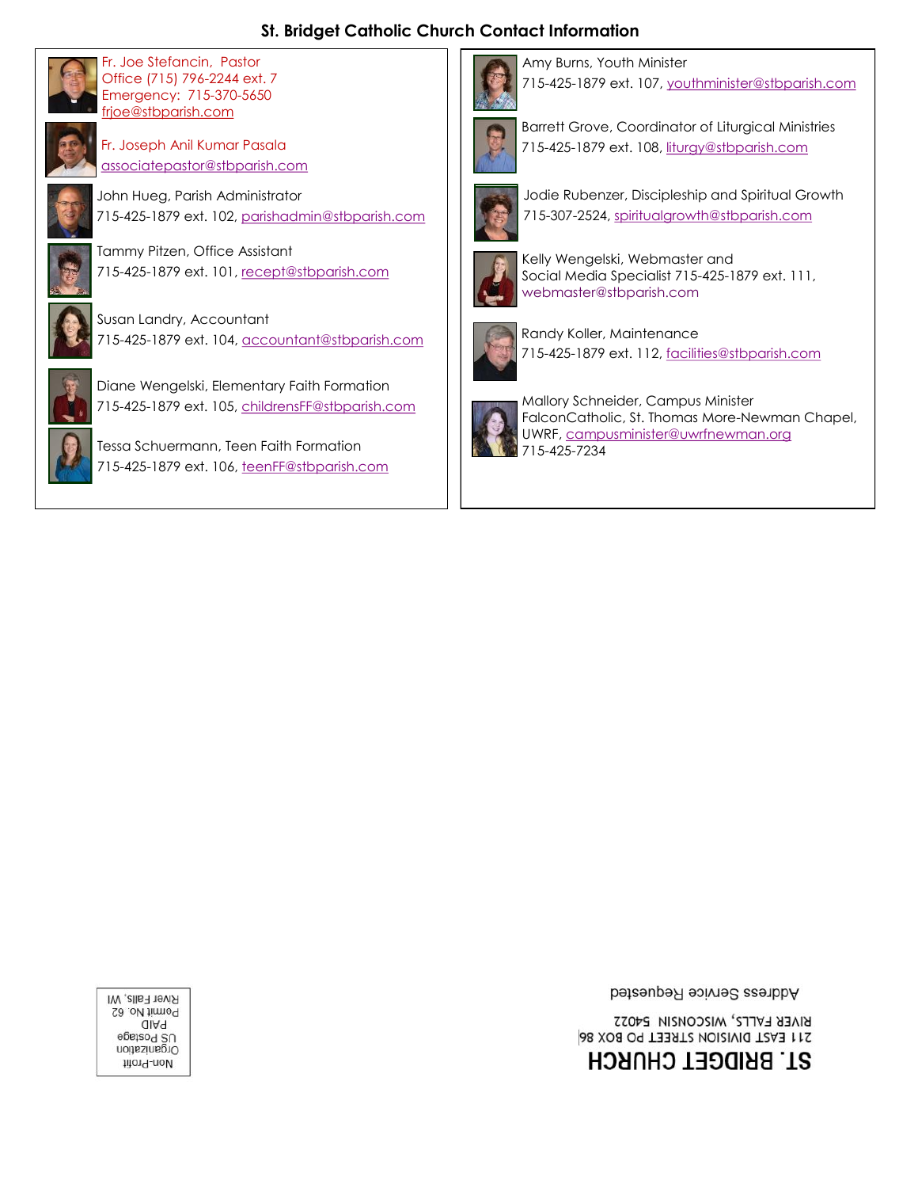# St. Bridget Catholic Church Contact Information

Fr. Joe Stefancin, Pastor
Office (715) 796-2244 ext. 7
Emergency: 715-370-5650
frjoe@stbparish.com

Fr. Joseph Anil Kumar Pasala
associatepastor@stbparish.com

John Hueg, Parish Administrator
715-425-1879 ext. 102, parishadmin@stbparish.com

Tammy Pitzen, Office Assistant
715-425-1879 ext. 101, recept@stbparish.com

Susan Landry, Accountant
715-425-1879 ext. 104, accountant@stbparish.com

Diane Wengelski, Elementary Faith Formation
715-425-1879 ext. 105, childrensFF@stbparish.com

Tessa Schuermann, Teen Faith Formation
715-425-1879 ext. 106, teenFF@stbparish.com

Amy Burns, Youth Minister
715-425-1879 ext. 107, youthminister@stbparish.com

Barrett Grove, Coordinator of Liturgical Ministries
715-425-1879 ext. 108, liturgy@stbparish.com

Jodie Rubenzer, Discipleship and Spiritual Growth
715-307-2524, spiritualgrowth@stbparish.com

Kelly Wengelski, Webmaster and
Social Media Specialist 715-425-1879 ext. 111,
webmaster@stbparish.com

Randy Koller, Maintenance
715-425-1879 ext. 112, facilities@stbparish.com

Mallory Schneider, Campus Minister
FalconCatholic, St. Thomas More-Newman Chapel,
UWRF, campusminister@uwrfnewman.org
715-425-7234

Non-Profit
Organization
US Postage
PAID
Permit No. 62
River Falls, WI

**ST. BRIDGET CHURCH**
211 EAST DIVISION STREET PO BOX 86
RIVER FALLS, WISCONSIN 54022

Address Service Requested